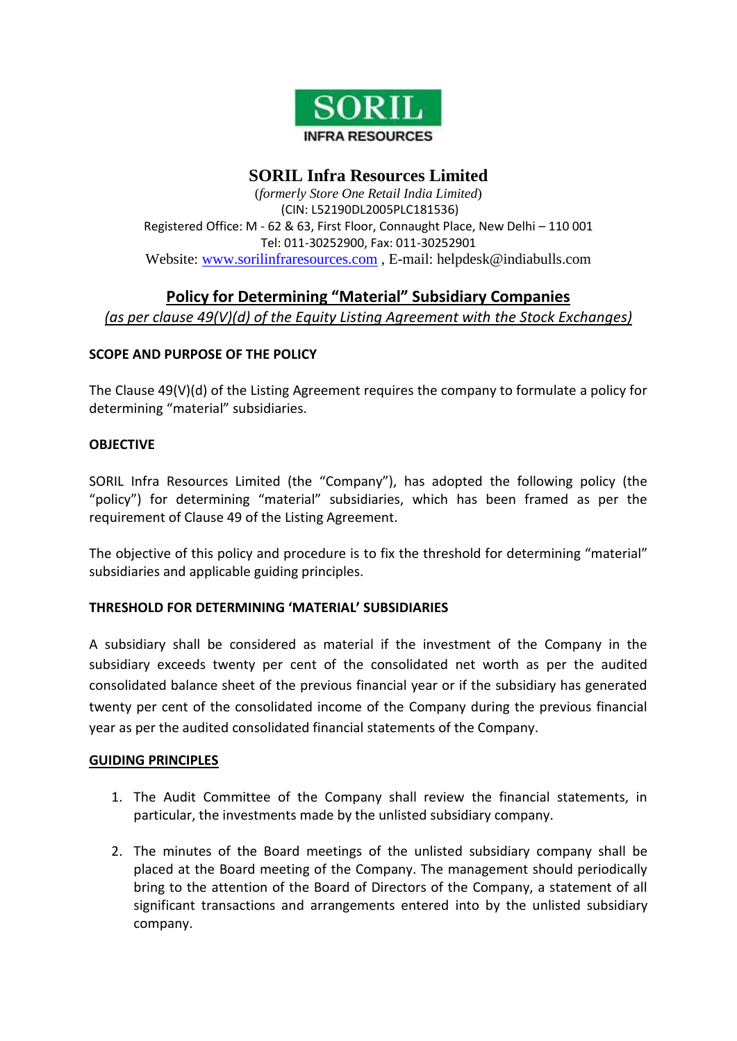# SORIL Infra Resources Limited

(*formerly Store One Retail India Limited*)
(CIN: L52190DL2005PLC181536)
Registered Office: M - 62 & 63, First Floor, Connaught Place, New Delhi – 110 001
Tel: 011-30252900, Fax: 011-30252901
Website: www.sorilinfraresources.com , E-mail: helpdesk@indiabulls.com

## Policy for Determining "Material" Subsidiary Companies

*(as per clause 49(V)(d) of the Equity Listing Agreement with the Stock Exchanges)*

**SCOPE AND PURPOSE OF THE POLICY**

The Clause 49(V)(d) of the Listing Agreement requires the company to formulate a policy for determining "material" subsidiaries.

**OBJECTIVE**

SORIL Infra Resources Limited (the "Company"), has adopted the following policy (the "policy") for determining "material" subsidiaries, which has been framed as per the requirement of Clause 49 of the Listing Agreement.

The objective of this policy and procedure is to fix the threshold for determining "material" subsidiaries and applicable guiding principles.

**THRESHOLD FOR DETERMINING 'MATERIAL' SUBSIDIARIES**

A subsidiary shall be considered as material if the investment of the Company in the subsidiary exceeds twenty per cent of the consolidated net worth as per the audited consolidated balance sheet of the previous financial year or if the subsidiary has generated twenty per cent of the consolidated income of the Company during the previous financial year as per the audited consolidated financial statements of the Company.

**GUIDING PRINCIPLES**

1. The Audit Committee of the Company shall review the financial statements, in particular, the investments made by the unlisted subsidiary company.
2. The minutes of the Board meetings of the unlisted subsidiary company shall be placed at the Board meeting of the Company. The management should periodically bring to the attention of the Board of Directors of the Company, a statement of all significant transactions and arrangements entered into by the unlisted subsidiary company.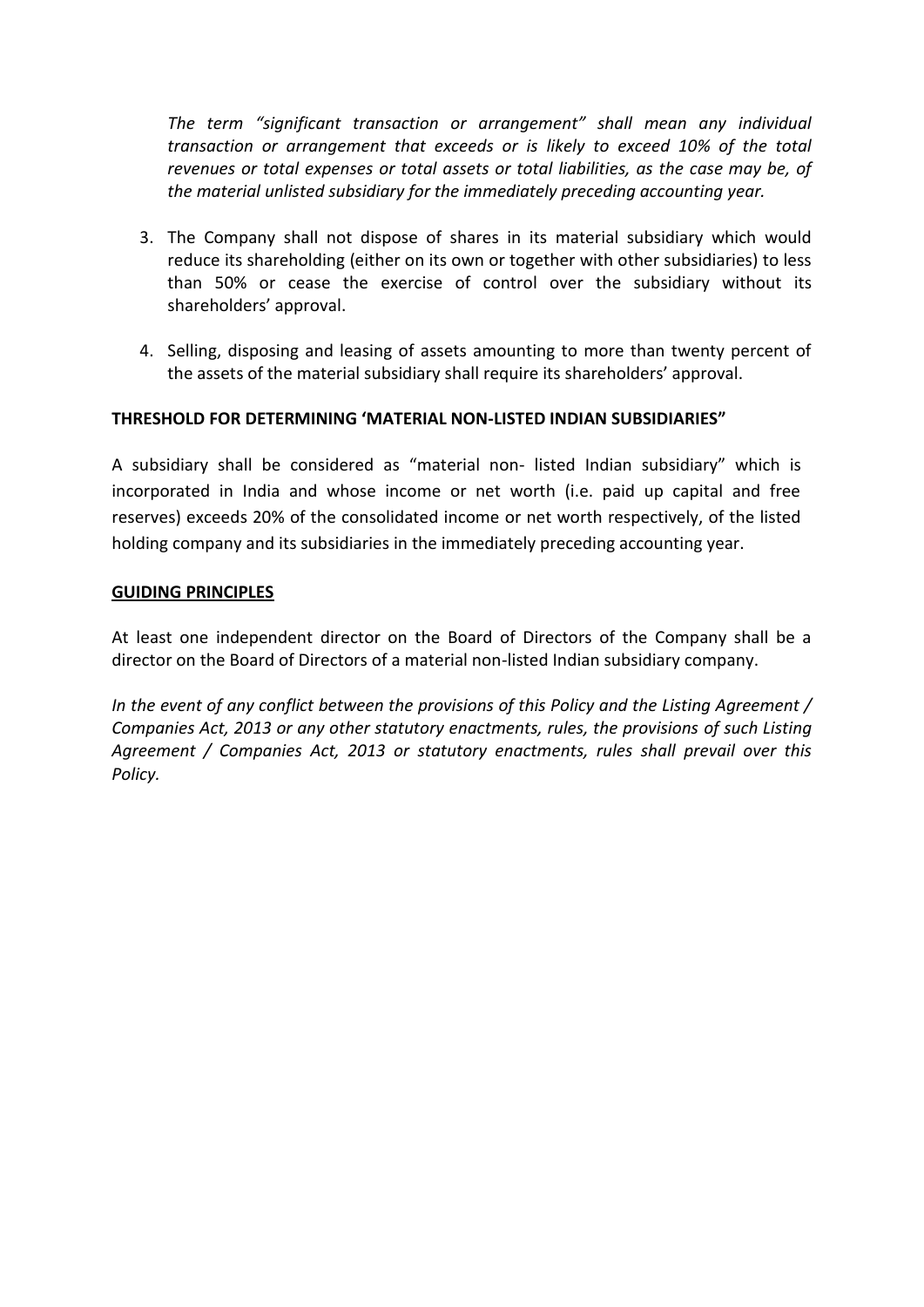*The term "significant transaction or arrangement" shall mean any individual transaction or arrangement that exceeds or is likely to exceed 10% of the total revenues or total expenses or total assets or total liabilities, as the case may be, of the material unlisted subsidiary for the immediately preceding accounting year.*

3. The Company shall not dispose of shares in its material subsidiary which would reduce its shareholding (either on its own or together with other subsidiaries) to less than 50% or cease the exercise of control over the subsidiary without its shareholders' approval.

4. Selling, disposing and leasing of assets amounting to more than twenty percent of the assets of the material subsidiary shall require its shareholders' approval.

**THRESHOLD FOR DETERMINING 'MATERIAL NON-LISTED INDIAN SUBSIDIARIES"**

A subsidiary shall be considered as "material non- listed Indian subsidiary" which is incorporated in India and whose income or net worth (i.e. paid up capital and free reserves) exceeds 20% of the consolidated income or net worth respectively, of the listed holding company and its subsidiaries in the immediately preceding accounting year.

**GUIDING PRINCIPLES**

At least one independent director on the Board of Directors of the Company shall be a director on the Board of Directors of a material non-listed Indian subsidiary company.

*In the event of any conflict between the provisions of this Policy and the Listing Agreement / Companies Act, 2013 or any other statutory enactments, rules, the provisions of such Listing Agreement / Companies Act, 2013 or statutory enactments, rules shall prevail over this Policy.*